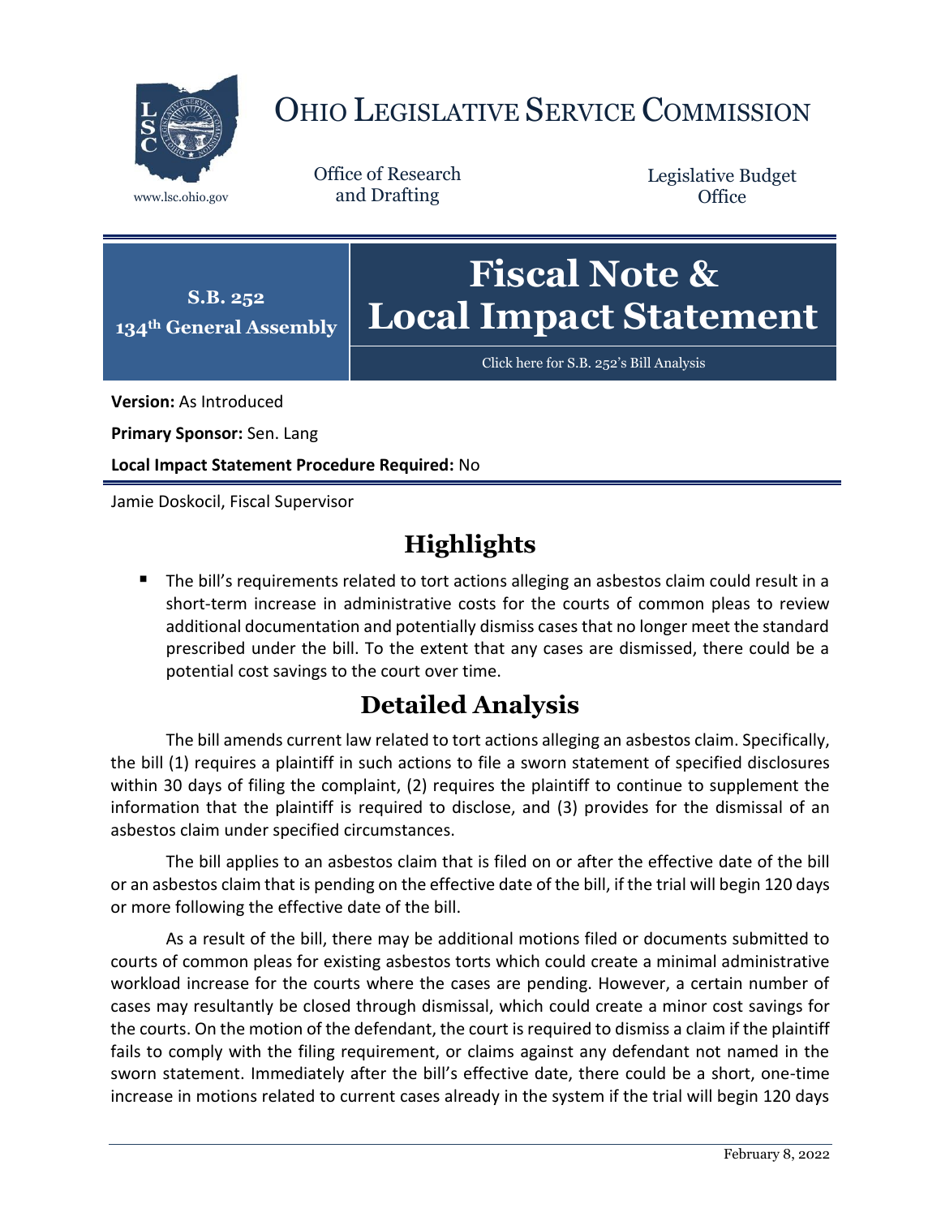# OHIO LEGISLATIVE SERVICE COMMISSION

www.lsc.ohio.gov

Office of Research and Drafting

Legislative Budget Office

**S.B. 252**
**134th General Assembly**

# Fiscal Note & Local Impact Statement

Click here for S.B. 252's Bill Analysis

**Version:** As Introduced

**Primary Sponsor:** Sen. Lang

**Local Impact Statement Procedure Required:** No

Jamie Doskocil, Fiscal Supervisor

## Highlights

- The bill's requirements related to tort actions alleging an asbestos claim could result in a short-term increase in administrative costs for the courts of common pleas to review additional documentation and potentially dismiss cases that no longer meet the standard prescribed under the bill. To the extent that any cases are dismissed, there could be a potential cost savings to the court over time.

## Detailed Analysis

The bill amends current law related to tort actions alleging an asbestos claim. Specifically, the bill (1) requires a plaintiff in such actions to file a sworn statement of specified disclosures within 30 days of filing the complaint, (2) requires the plaintiff to continue to supplement the information that the plaintiff is required to disclose, and (3) provides for the dismissal of an asbestos claim under specified circumstances.

The bill applies to an asbestos claim that is filed on or after the effective date of the bill or an asbestos claim that is pending on the effective date of the bill, if the trial will begin 120 days or more following the effective date of the bill.

As a result of the bill, there may be additional motions filed or documents submitted to courts of common pleas for existing asbestos torts which could create a minimal administrative workload increase for the courts where the cases are pending. However, a certain number of cases may resultantly be closed through dismissal, which could create a minor cost savings for the courts. On the motion of the defendant, the court is required to dismiss a claim if the plaintiff fails to comply with the filing requirement, or claims against any defendant not named in the sworn statement. Immediately after the bill's effective date, there could be a short, one-time increase in motions related to current cases already in the system if the trial will begin 120 days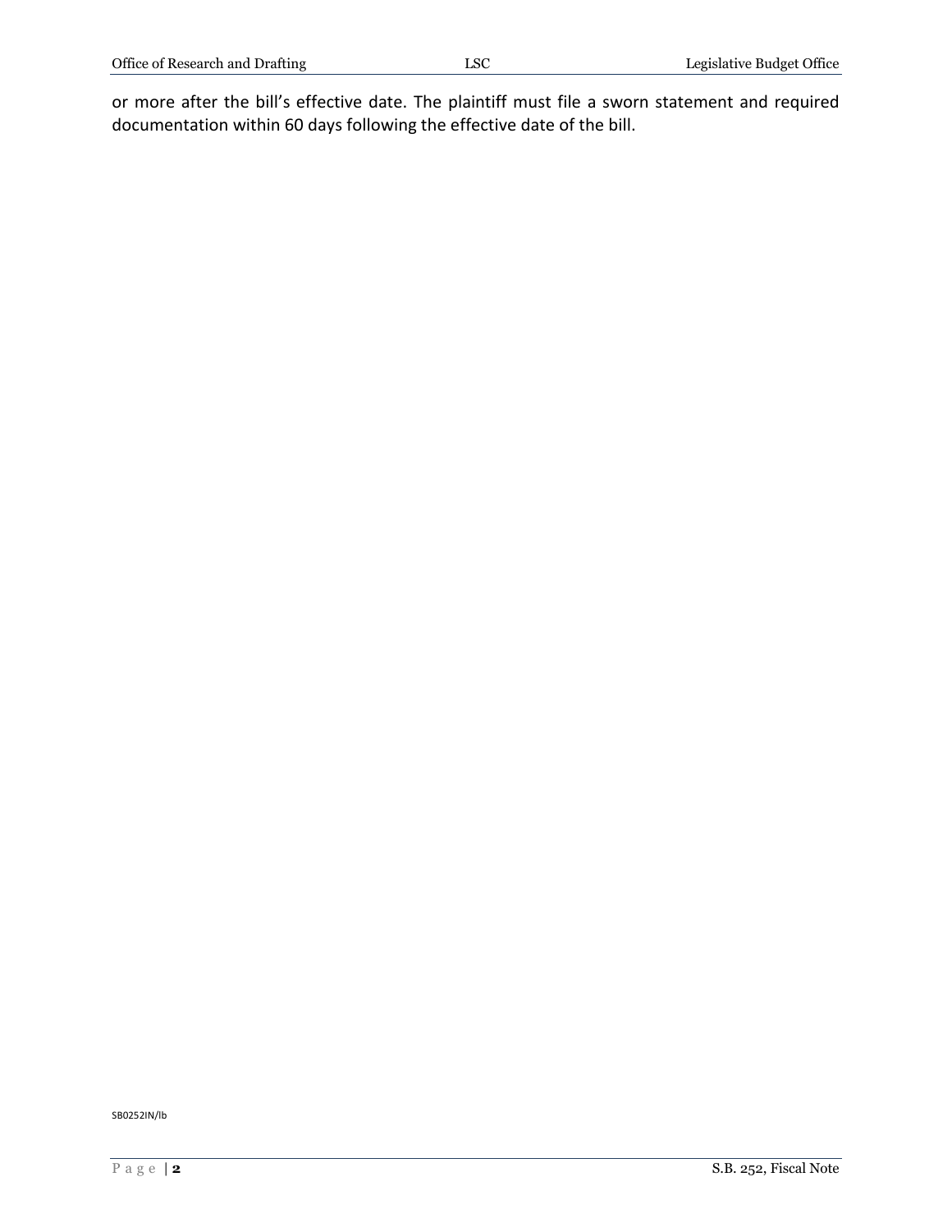or more after the bill's effective date. The plaintiff must file a sworn statement and required documentation within 60 days following the effective date of the bill.

SB0252IN/lb